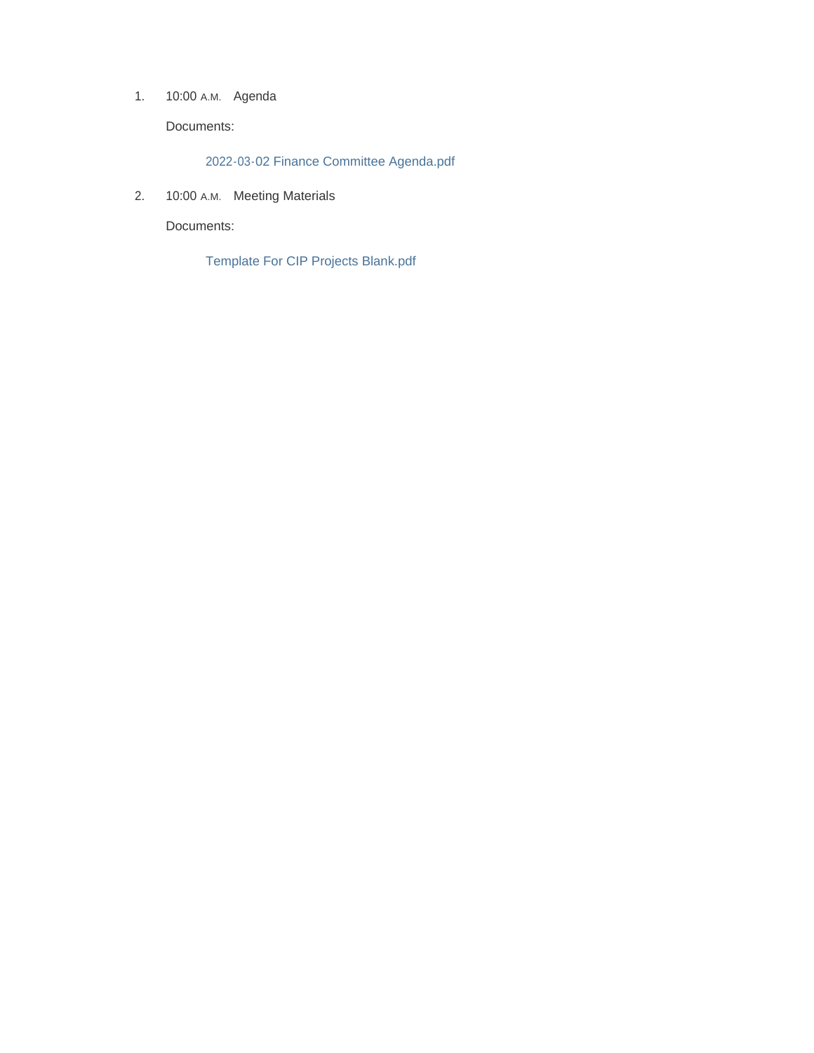1. 10:00 A.M. Agenda

   Documents:

   2022-03-02 Finance Committee Agenda.pdf

2. 10:00 A.M. Meeting Materials

   Documents:

   Template For CIP Projects Blank.pdf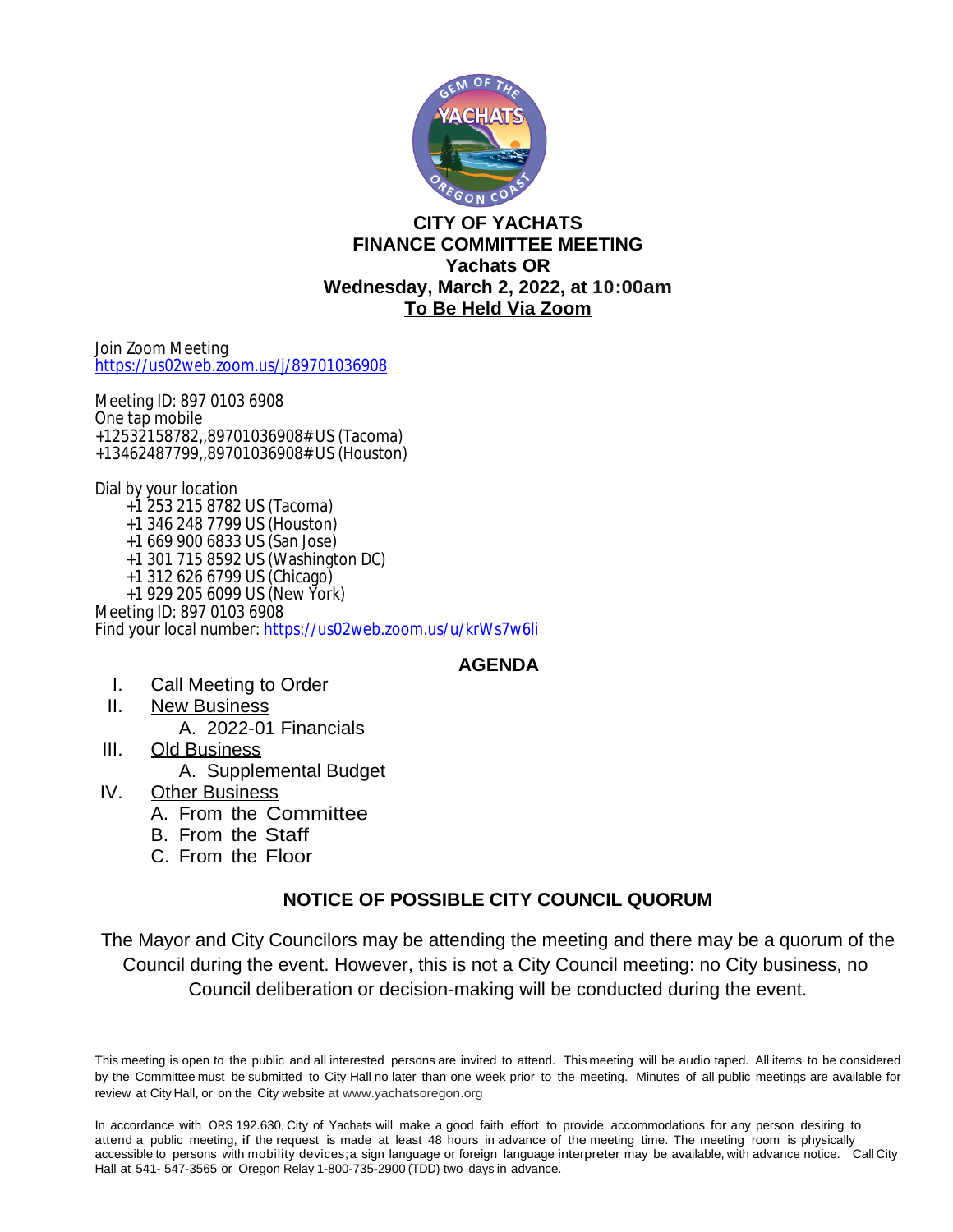# CITY OF YACHATS
## FINANCE COMMITTEE MEETING
### Yachats OR
### Wednesday, March 2, 2022, at 10:00am
### To Be Held Via Zoom

Join Zoom Meeting
https://us02web.zoom.us/j/89701036908

Meeting ID: 897 0103 6908
One tap mobile
+12532158782,,89701036908# US (Tacoma)
+13462487799,,89701036908# US (Houston)

Dial by your location
- +1 253 215 8782 US (Tacoma)
- +1 346 248 7799 US (Houston)
- +1 669 900 6833 US (San Jose)
- +1 301 715 8592 US (Washington DC)
- +1 312 626 6799 US (Chicago)
- +1 929 205 6099 US (New York)

Meeting ID: 897 0103 6908
Find your local number: https://us02web.zoom.us/u/krWs7w6li

## AGENDA

I. Call Meeting to Order

II. New Business
   - A. 2022-01 Financials

III. Old Business
   - A. Supplemental Budget

IV. Other Business
   - A. From the Committee
   - B. From the Staff
   - C. From the Floor

## NOTICE OF POSSIBLE CITY COUNCIL QUORUM

The Mayor and City Councilors may be attending the meeting and there may be a quorum of the Council during the event. However, this is not a City Council meeting: no City business, no Council deliberation or decision-making will be conducted during the event.

This meeting is open to the public and all interested persons are invited to attend. This meeting will be audio taped. All items to be considered by the Committee must be submitted to City Hall no later than one week prior to the meeting. Minutes of all public meetings are available for review at City Hall, or on the City website at www.yachatsoregon.org

In accordance with ORS 192.630, City of Yachats will make a good faith effort to provide accommodations for any person desiring to attend a public meeting, if the request is made at least 48 hours in advance of the meeting time. The meeting room is physically accessible to persons with mobility devices; a sign language or foreign language interpreter may be available, with advance notice. Call City Hall at 541- 547-3565 or Oregon Relay 1-800-735-2900 (TDD) two days in advance.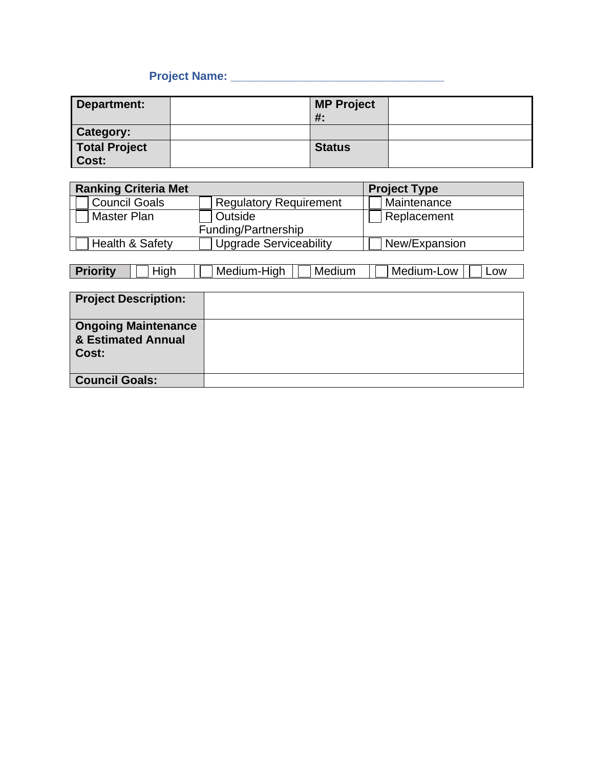**Project Name: ________________________________**

| | | | |
|---|---|---|---|
| **Department:** | | **MP Project #:** | |
| **Category:** | | | |
| **Total Project Cost:** | | **Status** | |

| **Ranking Criteria Met** | | **Project Type** |
|---|---|---|
| ☐ Council Goals | ☐ Regulatory Requirement | ☐ Maintenance |
| ☐ Master Plan | ☐ Outside Funding/Partnership | ☐ Replacement |
| ☐ Health & Safety | ☐ Upgrade Serviceability | ☐ New/Expansion |

| **Priority** | ☐ High | ☐ Medium-High | ☐ Medium | ☐ Medium-Low | ☐ Low |
|---|---|---|---|---|---|

| | |
|---|---|
| **Project Description:** | |
| **Ongoing Maintenance & Estimated Annual Cost:** | |
| **Council Goals:** | |